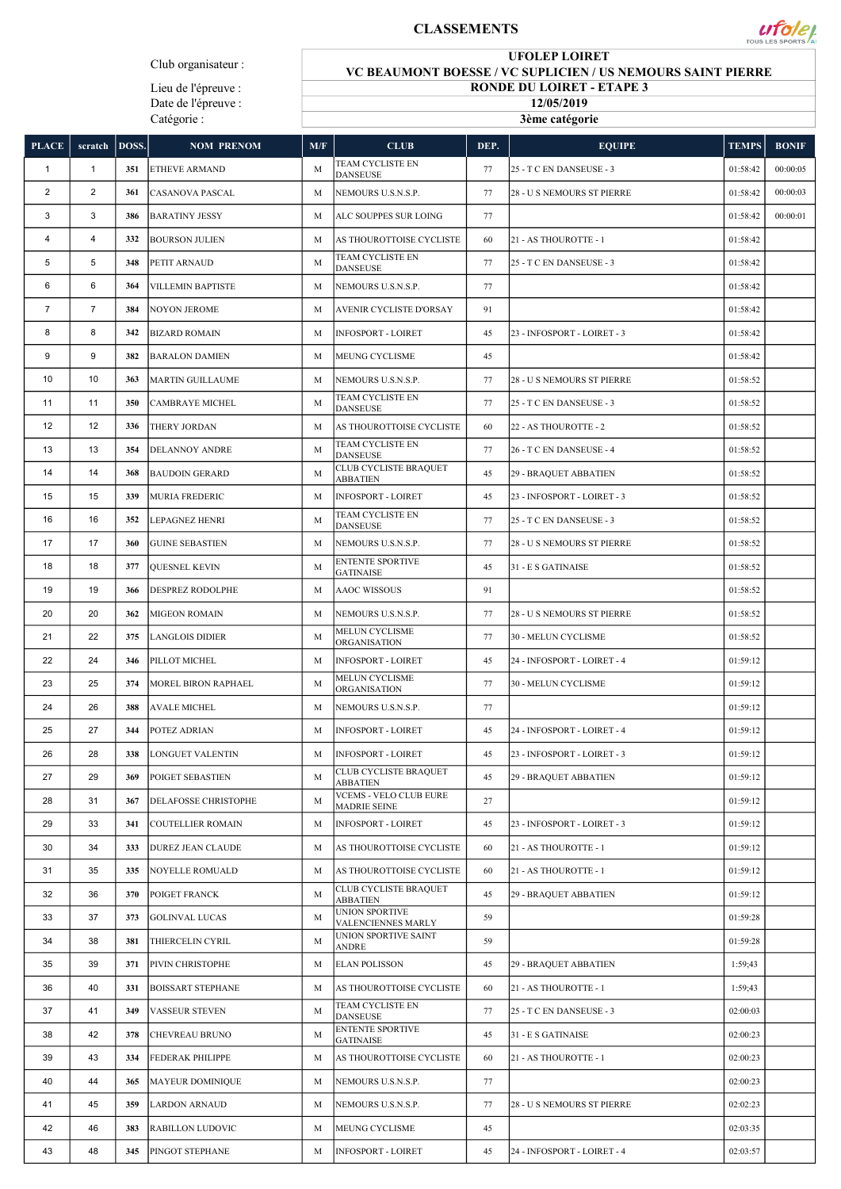# CLASSEMENTS

| | |
|---|---|
| Club organisateur : | UFOLEP LOIRET<br>VC BEAUMONT BOESSE / VC SUPLICIEN / US NEMOURS SAINT PIERRE |
| Lieu de l'épreuve : | RONDE DU LOIRET - ETAPE 3 |
| Date de l'épreuve : | 12/05/2019 |
| Catégorie : | 3ème catégorie |

| PLACE | scratch | DOSS. | NOM PRENOM | M/F | CLUB | DEP. | EQUIPE | TEMPS | BONIF |
|---|---|---|---|---|---|---|---|---|---|
| 1 | 1 | 351 | ETHEVE ARMAND | M | TEAM CYCLISTE EN DANSEUSE | 77 | 25 - T C EN DANSEUSE - 3 | 01:58:42 | 00:00:05 |
| 2 | 2 | 361 | CASANOVA PASCAL | M | NEMOURS U.S.N.S.P. | 77 | 28 - U S NEMOURS ST PIERRE | 01:58:42 | 00:00:03 |
| 3 | 3 | 386 | BARATINY JESSY | M | ALC SOUPPES SUR LOING | 77 | | 01:58:42 | 00:00:01 |
| 4 | 4 | 332 | BOURSON JULIEN | M | AS THOUROTTOISE CYCLISTE | 60 | 21 - AS THOUROTTE - 1 | 01:58:42 | |
| 5 | 5 | 348 | PETIT ARNAUD | M | TEAM CYCLISTE EN DANSEUSE | 77 | 25 - T C EN DANSEUSE - 3 | 01:58:42 | |
| 6 | 6 | 364 | VILLEMIN BAPTISTE | M | NEMOURS U.S.N.S.P. | 77 | | 01:58:42 | |
| 7 | 7 | 384 | NOYON JEROME | M | AVENIR CYCLISTE D'ORSAY | 91 | | 01:58:42 | |
| 8 | 8 | 342 | BIZARD ROMAIN | M | INFOSPORT - LOIRET | 45 | 23 - INFOSPORT - LOIRET - 3 | 01:58:42 | |
| 9 | 9 | 382 | BARALON DAMIEN | M | MEUNG CYCLISME | 45 | | 01:58:42 | |
| 10 | 10 | 363 | MARTIN GUILLAUME | M | NEMOURS U.S.N.S.P. | 77 | 28 - U S NEMOURS ST PIERRE | 01:58:52 | |
| 11 | 11 | 350 | CAMBRAYE MICHEL | M | TEAM CYCLISTE EN DANSEUSE | 77 | 25 - T C EN DANSEUSE - 3 | 01:58:52 | |
| 12 | 12 | 336 | THERY JORDAN | M | AS THOUROTTOISE CYCLISTE | 60 | 22 - AS THOUROTTE - 2 | 01:58:52 | |
| 13 | 13 | 354 | DELANNOY ANDRE | M | TEAM CYCLISTE EN DANSEUSE | 77 | 26 - T C EN DANSEUSE - 4 | 01:58:52 | |
| 14 | 14 | 368 | BAUDOIN GERARD | M | CLUB CYCLISTE BRAQUET ABBATIEN | 45 | 29 - BRAQUET ABBATIEN | 01:58:52 | |
| 15 | 15 | 339 | MURIA FREDERIC | M | INFOSPORT - LOIRET | 45 | 23 - INFOSPORT - LOIRET - 3 | 01:58:52 | |
| 16 | 16 | 352 | LEPAGNEZ HENRI | M | TEAM CYCLISTE EN DANSEUSE | 77 | 25 - T C EN DANSEUSE - 3 | 01:58:52 | |
| 17 | 17 | 360 | GUINE SEBASTIEN | M | NEMOURS U.S.N.S.P. | 77 | 28 - U S NEMOURS ST PIERRE | 01:58:52 | |
| 18 | 18 | 377 | QUESNEL KEVIN | M | ENTENTE SPORTIVE GATINAISE | 45 | 31 - E S GATINAISE | 01:58:52 | |
| 19 | 19 | 366 | DESPREZ RODOLPHE | M | AAOC WISSOUS | 91 | | 01:58:52 | |
| 20 | 20 | 362 | MIGEON ROMAIN | M | NEMOURS U.S.N.S.P. | 77 | 28 - U S NEMOURS ST PIERRE | 01:58:52 | |
| 21 | 22 | 375 | LANGLOIS DIDIER | M | MELUN CYCLISME ORGANISATION | 77 | 30 - MELUN CYCLISME | 01:58:52 | |
| 22 | 24 | 346 | PILLOT MICHEL | M | INFOSPORT - LOIRET | 45 | 24 - INFOSPORT - LOIRET - 4 | 01:59:12 | |
| 23 | 25 | 374 | MOREL BIRON RAPHAEL | M | MELUN CYCLISME ORGANISATION | 77 | 30 - MELUN CYCLISME | 01:59:12 | |
| 24 | 26 | 388 | AVALE MICHEL | M | NEMOURS U.S.N.S.P. | 77 | | 01:59:12 | |
| 25 | 27 | 344 | POTEZ ADRIAN | M | INFOSPORT - LOIRET | 45 | 24 - INFOSPORT - LOIRET - 4 | 01:59:12 | |
| 26 | 28 | 338 | LONGUET VALENTIN | M | INFOSPORT - LOIRET | 45 | 23 - INFOSPORT - LOIRET - 3 | 01:59:12 | |
| 27 | 29 | 369 | POIGET SEBASTIEN | M | CLUB CYCLISTE BRAQUET ABBATIEN | 45 | 29 - BRAQUET ABBATIEN | 01:59:12 | |
| 28 | 31 | 367 | DELAFOSSE CHRISTOPHE | M | VCEMS - VELO CLUB EURE MADRIE SEINE | 27 | | 01:59:12 | |
| 29 | 33 | 341 | COUTELLIER ROMAIN | M | INFOSPORT - LOIRET | 45 | 23 - INFOSPORT - LOIRET - 3 | 01:59:12 | |
| 30 | 34 | 333 | DUREZ JEAN CLAUDE | M | AS THOUROTTOISE CYCLISTE | 60 | 21 - AS THOUROTTE - 1 | 01:59:12 | |
| 31 | 35 | 335 | NOYELLE ROMUALD | M | AS THOUROTTOISE CYCLISTE | 60 | 21 - AS THOUROTTE - 1 | 01:59:12 | |
| 32 | 36 | 370 | POIGET FRANCK | M | CLUB CYCLISTE BRAQUET ABBATIEN | 45 | 29 - BRAQUET ABBATIEN | 01:59:12 | |
| 33 | 37 | 373 | GOLINVAL LUCAS | M | UNION SPORTIVE VALENCIENNES MARLY | 59 | | 01:59:28 | |
| 34 | 38 | 381 | THIERCELIN CYRIL | M | UNION SPORTIVE SAINT ANDRE | 59 | | 01:59:28 | |
| 35 | 39 | 371 | PIVIN CHRISTOPHE | M | ELAN POLISSON | 45 | 29 - BRAQUET ABBATIEN | 1:59;43 | |
| 36 | 40 | 331 | BOISSART STEPHANE | M | AS THOUROTTOISE CYCLISTE | 60 | 21 - AS THOUROTTE - 1 | 1:59;43 | |
| 37 | 41 | 349 | VASSEUR STEVEN | M | TEAM CYCLISTE EN DANSEUSE | 77 | 25 - T C EN DANSEUSE - 3 | 02:00:03 | |
| 38 | 42 | 378 | CHEVREAU BRUNO | M | ENTENTE SPORTIVE GATINAISE | 45 | 31 - E S GATINAISE | 02:00:23 | |
| 39 | 43 | 334 | FEDERAK PHILIPPE | M | AS THOUROTTOISE CYCLISTE | 60 | 21 - AS THOUROTTE - 1 | 02:00:23 | |
| 40 | 44 | 365 | MAYEUR DOMINIQUE | M | NEMOURS U.S.N.S.P. | 77 | | 02:00:23 | |
| 41 | 45 | 359 | LARDON ARNAUD | M | NEMOURS U.S.N.S.P. | 77 | 28 - U S NEMOURS ST PIERRE | 02:02:23 | |
| 42 | 46 | 383 | RABILLON LUDOVIC | M | MEUNG CYCLISME | 45 | | 02:03:35 | |
| 43 | 48 | 345 | PINGOT STEPHANE | M | INFOSPORT - LOIRET | 45 | 24 - INFOSPORT - LOIRET - 4 | 02:03:57 | |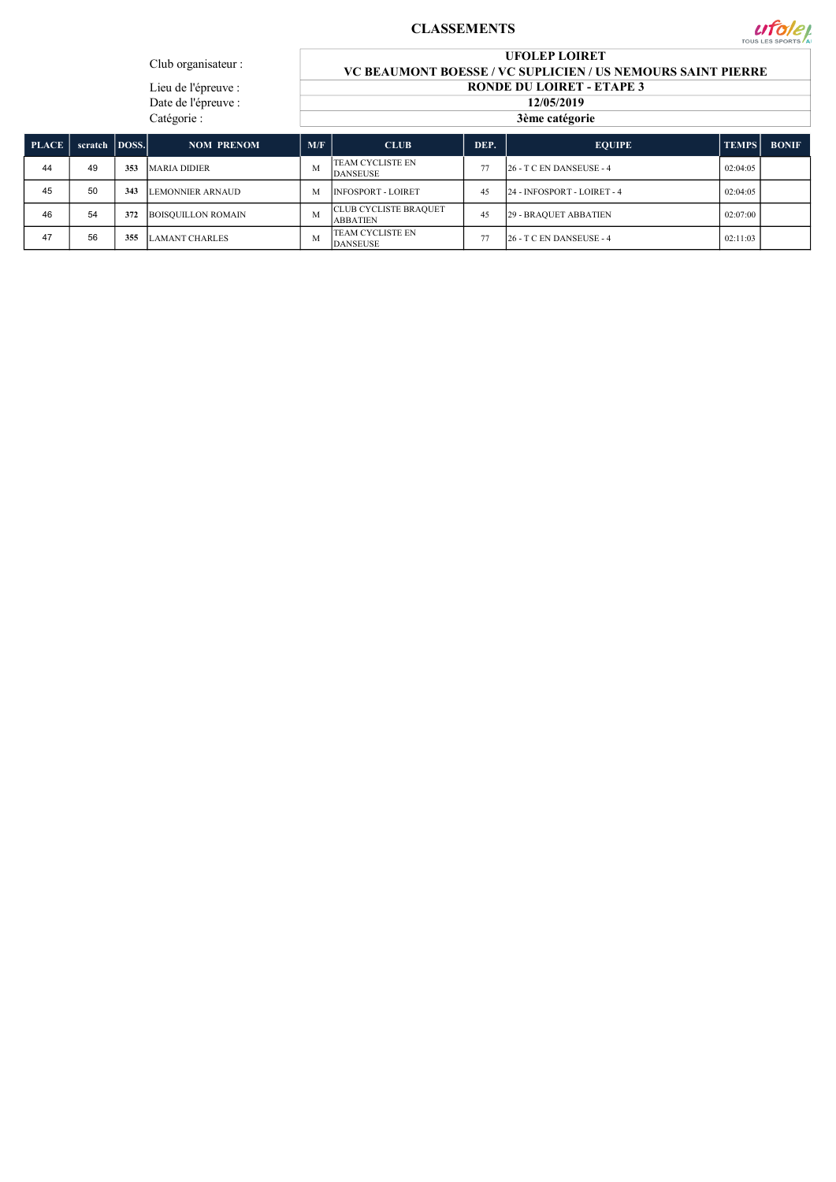# CLASSEMENTS

| | |
|---|---|
| Club organisateur : | UFOLEP LOIRET<br>VC BEAUMONT BOESSE / VC SUPLICIEN / US NEMOURS SAINT PIERRE |
| Lieu de l'épreuve : | RONDE DU LOIRET - ETAPE 3 |
| Date de l'épreuve : | 12/05/2019 |
| Catégorie : | 3ème catégorie |

| PLACE | scratch | DOSS. | NOM PRENOM | M/F | CLUB | DEP. | EQUIPE | TEMPS | BONIF |
|---|---|---|---|---|---|---|---|---|---|
| 44 | 49 | 353 | MARIA DIDIER | M | TEAM CYCLISTE EN DANSEUSE | 77 | 26 - T C EN DANSEUSE - 4 | 02:04:05 | |
| 45 | 50 | 343 | LEMONNIER ARNAUD | M | INFOSPORT - LOIRET | 45 | 24 - INFOSPORT - LOIRET - 4 | 02:04:05 | |
| 46 | 54 | 372 | BOISQUILLON ROMAIN | M | CLUB CYCLISTE BRAQUET ABBATIEN | 45 | 29 - BRAQUET ABBATIEN | 02:07:00 | |
| 47 | 56 | 355 | LAMANT CHARLES | M | TEAM CYCLISTE EN DANSEUSE | 77 | 26 - T C EN DANSEUSE - 4 | 02:11:03 | |